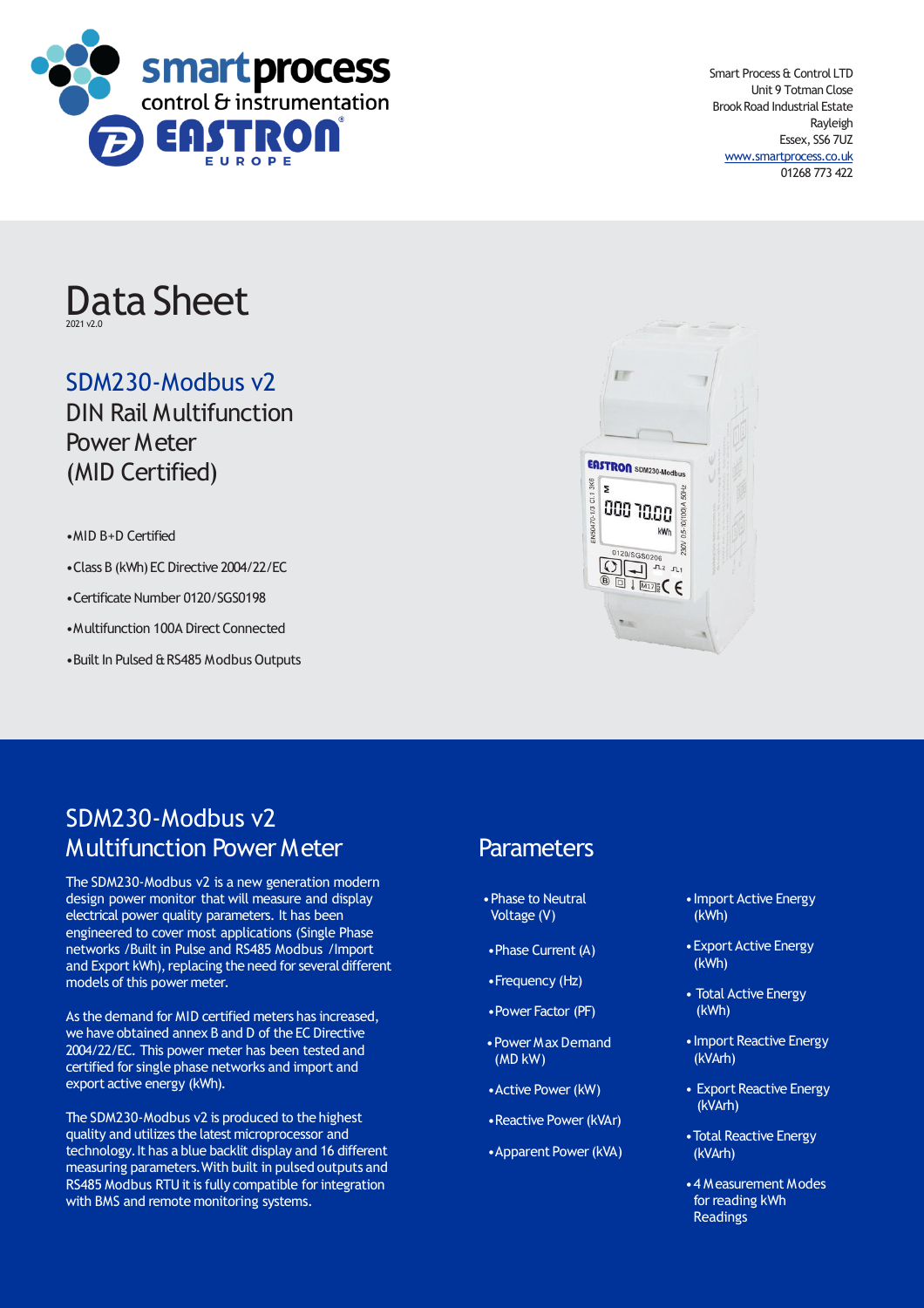smart process control & instrumentation
EASTRON EUROPE

Smart Process & Control LTD
Unit 9 Totman Close
Brook Road Industrial Estate
Rayleigh
Essex, SS6 7UZ
www.smartprocess.co.uk
01268 773 422

# Data Sheet

2021 v2.0

## SDM230-Modbus v2

DIN Rail Multifunction Power Meter (MID Certified)

- MID B+D Certified
- Class B (kWh) EC Directive 2004/22/EC
- Certificate Number 0120/SGS0198
- Multifunction 100A Direct Connected
- Built In Pulsed & RS485 Modbus Outputs

## SDM230-Modbus v2 Multifunction Power Meter

The SDM230-Modbus v2 is a new generation modern design power monitor that will measure and display electrical power quality parameters. It has been engineered to cover most applications (Single Phase networks /Built in Pulse and RS485 Modbus /Import and Export kWh), replacing the need for several different models of this power meter.

As the demand for MID certified meters has increased, we have obtained annex B and D of the EC Directive 2004/22/EC. This power meter has been tested and certified for single phase networks and import and export active energy (kWh).

The SDM230-Modbus v2 is produced to the highest quality and utilizes the latest microprocessor and technology. It has a blue backlit display and 16 different measuring parameters. With built in pulsed outputs and RS485 Modbus RTU it is fully compatible for integration with BMS and remote monitoring systems.

## Parameters

- Phase to Neutral Voltage (V)
- Phase Current (A)
- Frequency (Hz)
- Power Factor (PF)
- Power Max Demand (MD kW)
- Active Power (kW)
- Reactive Power (kVAr)
- Apparent Power (kVA)
- Import Active Energy (kWh)
- Export Active Energy (kWh)
- Total Active Energy (kWh)
- Import Reactive Energy (kVArh)
- Export Reactive Energy (kVArh)
- Total Reactive Energy (kVArh)
- 4 Measurement Modes for reading kWh Readings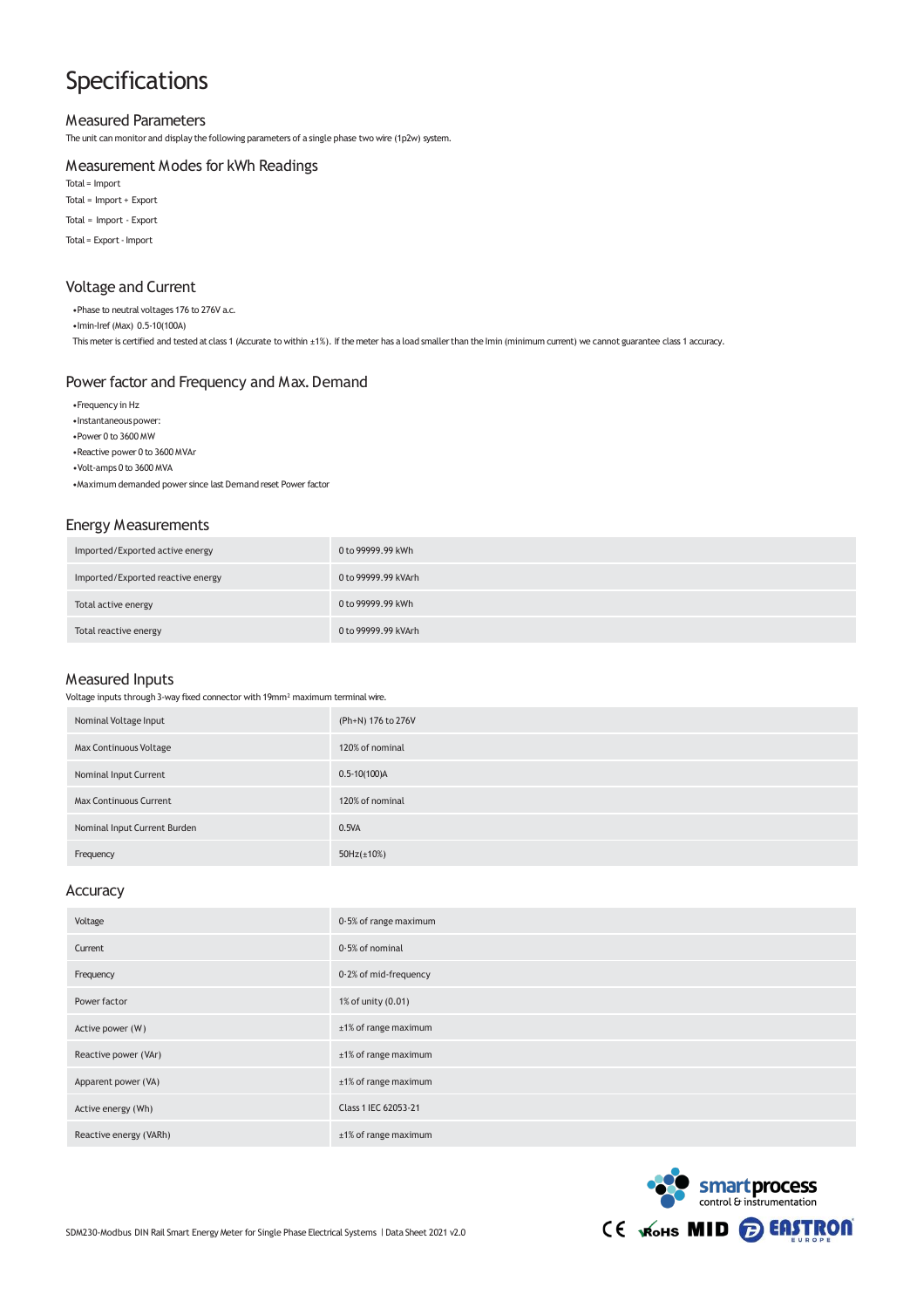# Specifications

## Measured Parameters

The unit can monitor and display the following parameters of a single phase two wire (1p2w) system.

## Measurement Modes for kWh Readings

Total = Import

Total = Import + Export

Total = Import - Export

Total = Export - Import

## Voltage and Current

- Phase to neutral voltages 176 to 276V a.c.
- Imin-Iref (Max) 0.5-10(100A)

This meter is certified and tested at class 1 (Accurate to within ±1%). If the meter has a load smaller than the Imin (minimum current) we cannot guarantee class 1 accuracy.

## Power factor and Frequency and Max. Demand

- Frequency in Hz
- Instantaneous power:
- Power 0 to 3600 MW
- Reactive power 0 to 3600 MVAr
- Volt-amps 0 to 3600 MVA
- Maximum demanded power since last Demand reset Power factor

## Energy Measurements

| | |
|---|---|
| Imported/Exported active energy | 0 to 99999.99 kWh |
| Imported/Exported reactive energy | 0 to 99999.99 kVArh |
| Total active energy | 0 to 99999.99 kWh |
| Total reactive energy | 0 to 99999.99 kVArh |

## Measured Inputs

Voltage inputs through 3-way fixed connector with 19mm² maximum terminal wire.

| | |
|---|---|
| Nominal Voltage Input | (Ph+N) 176 to 276V |
| Max Continuous Voltage | 120% of nominal |
| Nominal Input Current | 0.5-10(100)A |
| Max Continuous Current | 120% of nominal |
| Nominal Input Current Burden | 0.5VA |
| Frequency | 50Hz(±10%) |

## Accuracy

| | |
|---|---|
| Voltage | 0-5% of range maximum |
| Current | 0-5% of nominal |
| Frequency | 0-2% of mid-frequency |
| Power factor | 1% of unity (0.01) |
| Active power (W) | ±1% of range maximum |
| Reactive power (VAr) | ±1% of range maximum |
| Apparent power (VA) | ±1% of range maximum |
| Active energy (Wh) | Class 1 IEC 62053-21 |
| Reactive energy (VARh) | ±1% of range maximum |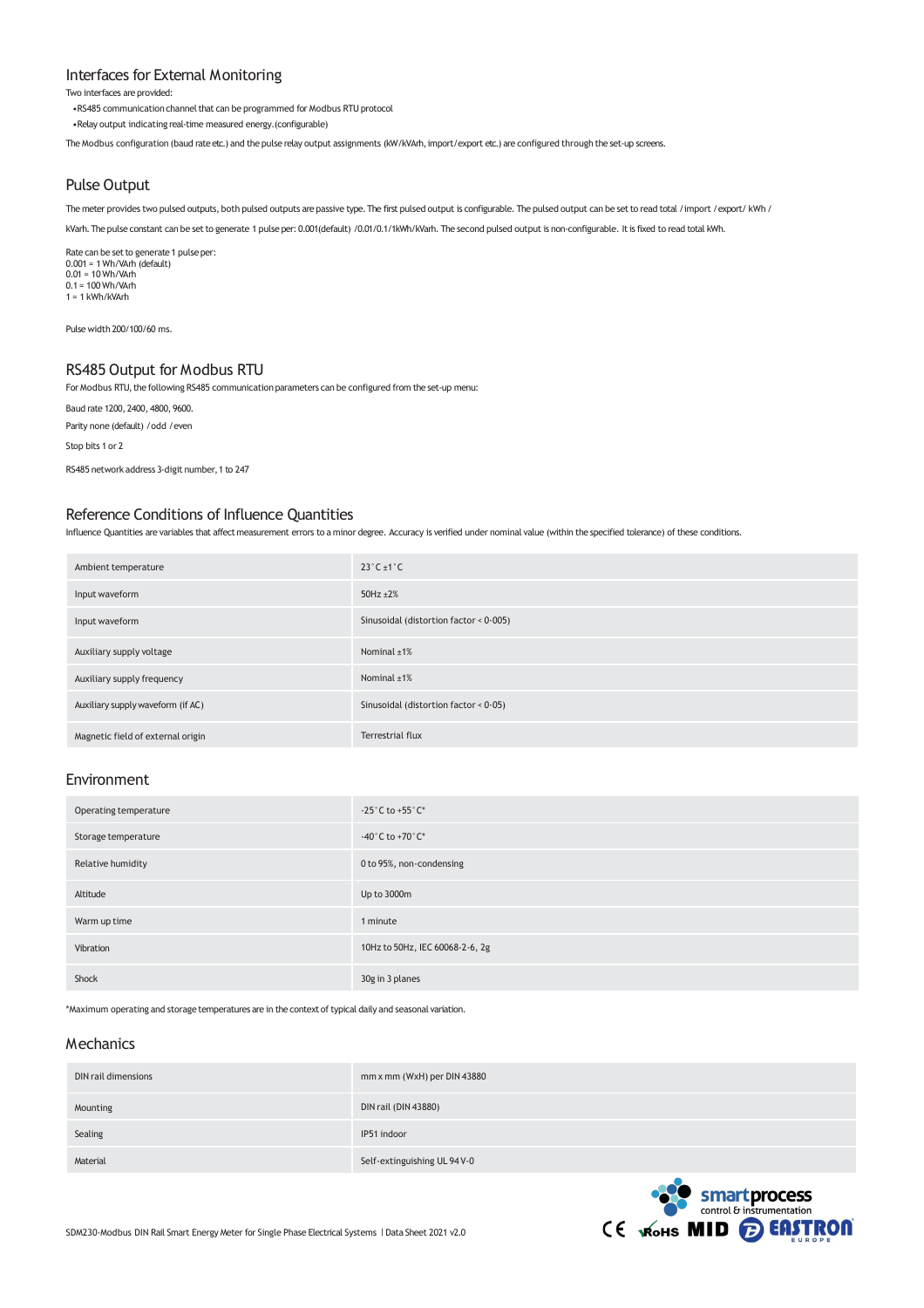## Interfaces for External Monitoring

Two interfaces are provided:

- RS485 communication channel that can be programmed for Modbus RTU protocol
- Relay output indicating real-time measured energy.(configurable)

The Modbus configuration (baud rate etc.) and the pulse relay output assignments (kW/kVArh, import/export etc.) are configured through the set-up screens.

## Pulse Output

The meter provides two pulsed outputs, both pulsed outputs are passive type. The first pulsed output is configurable. The pulsed output can be set to read total /import /export/ kWh / kVarh. The pulse constant can be set to generate 1 pulse per: 0.001(default) /0.01/0.1/1kWh/kVarh. The second pulsed output is non-configurable. It is fixed to read total kWh.

Rate can be set to generate 1 pulse per:
0.001 = 1 Wh/VArh (default)
0.01 = 10 Wh/VArh
0.1 = 100 Wh/VArh
1 = 1 kWh/kVArh

Pulse width 200/100/60 ms.

## RS485 Output for Modbus RTU

For Modbus RTU, the following RS485 communication parameters can be configured from the set-up menu:

Baud rate 1200, 2400, 4800, 9600.

Parity none (default) /odd /even

Stop bits 1 or 2

RS485 network address 3-digit number, 1 to 247

## Reference Conditions of Influence Quantities

Influence Quantities are variables that affect measurement errors to a minor degree. Accuracy is verified under nominal value (within the specified tolerance) of these conditions.

| | |
|---|---|
| Ambient temperature | 23°C ±1°C |
| Input waveform | 50Hz ±2% |
| Input waveform | Sinusoidal (distortion factor < 0·005) |
| Auxiliary supply voltage | Nominal ±1% |
| Auxiliary supply frequency | Nominal ±1% |
| Auxiliary supply waveform (if AC) | Sinusoidal (distortion factor < 0·05) |
| Magnetic field of external origin | Terrestrial flux |

## Environment

| | |
|---|---|
| Operating temperature | -25°C to +55°C* |
| Storage temperature | -40°C to +70°C* |
| Relative humidity | 0 to 95%, non-condensing |
| Altitude | Up to 3000m |
| Warm up time | 1 minute |
| Vibration | 10Hz to 50Hz, IEC 60068-2-6, 2g |
| Shock | 30g in 3 planes |

*Maximum operating and storage temperatures are in the context of typical daily and seasonal variation.

## Mechanics

| | |
|---|---|
| DIN rail dimensions | mm x mm (WxH) per DIN 43880 |
| Mounting | DIN rail (DIN 43880) |
| Sealing | IP51 indoor |
| Material | Self-extinguishing UL 94 V-0 |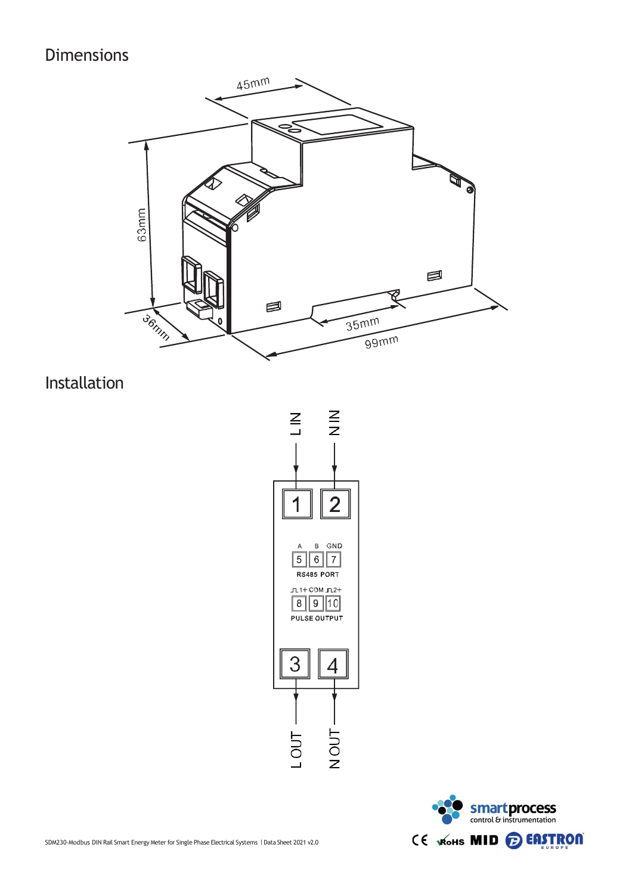## Dimensions

45mm

63mm

36mm

35mm

99mm

## Installation

L IN

N IN

1

2

A B GND

5 6 7

RS485 PORT

1+ COM 2+

8 9 10

PULSE OUTPUT

3

4

L OUT

N OUT

SDM230-Modbus DIN Rail Smart Energy Meter for Single Phase Electrical Systems | Data Sheet 2021 v2.0